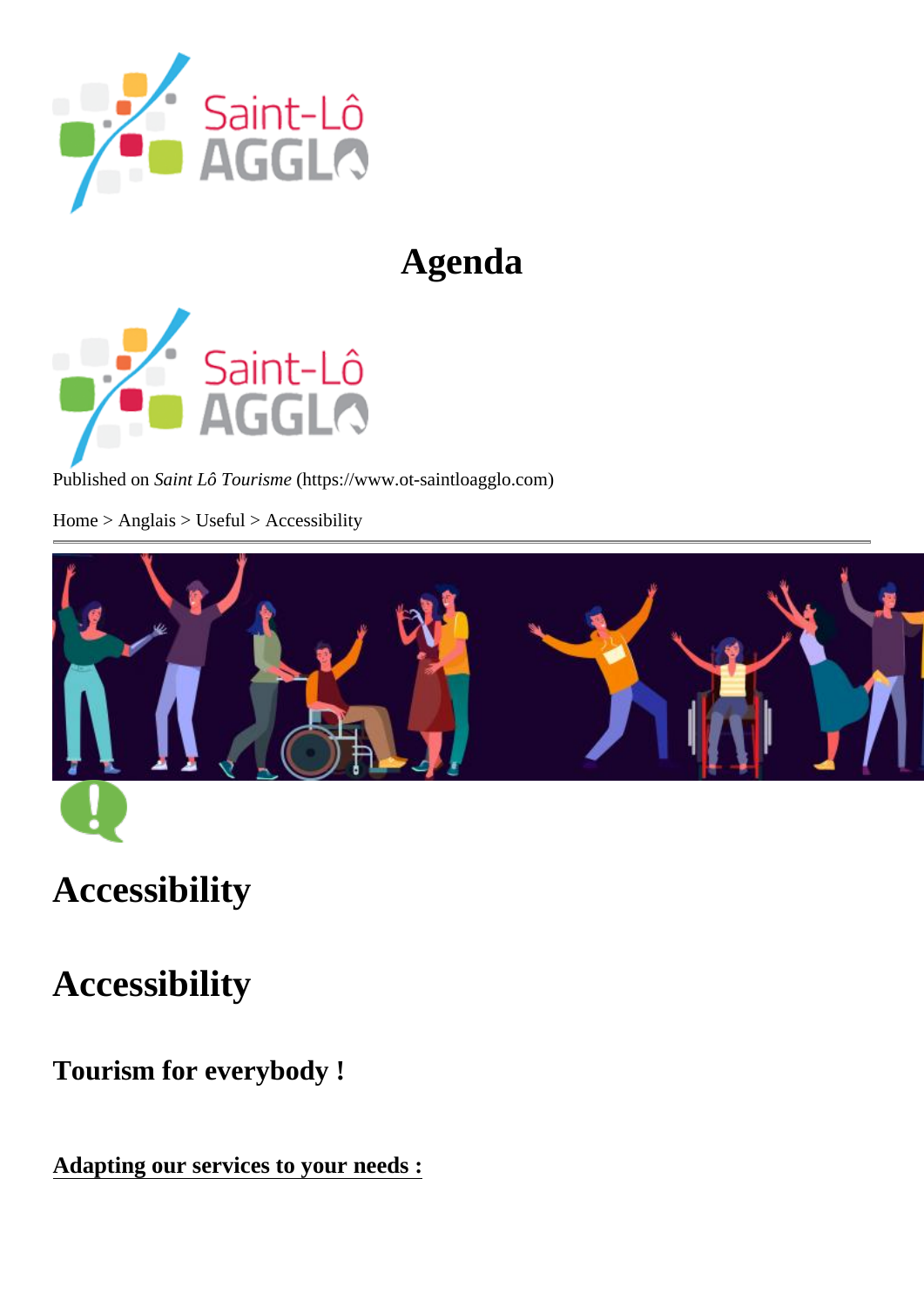# Agenda

Published on *Saint Lô Tourisme* (https://www.ot-saintloagglo.com)

Home > Anglais > Useful > Accessibility

## Accessibility

## Accessibility

### Tourism for everybody !

**Adapting our services to your needs :**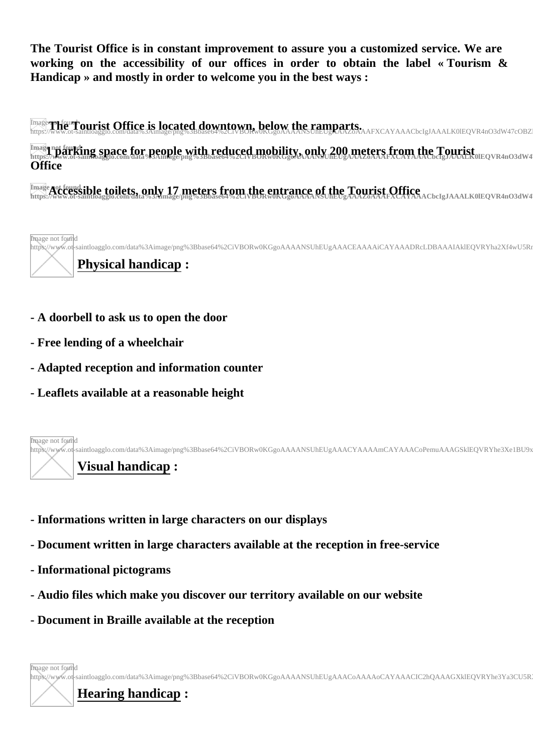**The Tourist Office is in constant improvement to assure you a customized service. We are working on the accessibility of our offices in order to obtain the label « Tourism & Handicap » and mostly in order to welcome you in the best ways :**

**The Tourist Office is located downtown, below the ramparts.**

**1 parking space for people with reduced mobility, only 200 meters from the Tourist Office**

**Accessible toilets, only 17 meters from the entrance of the Tourist Office**

## Physical handicap :

**- A doorbell to ask us to open the door**

**- Free lending of a wheelchair**

**- Adapted reception and information counter**

**- Leaflets available at a reasonable height**

## Visual handicap :

**- Informations written in large characters on our displays**

**- Document written in large characters available at the reception in free-service**

**- Informational pictograms**

**- Audio files which make you discover our territory available on our website**

**- Document in Braille available at the reception**

## Hearing handicap :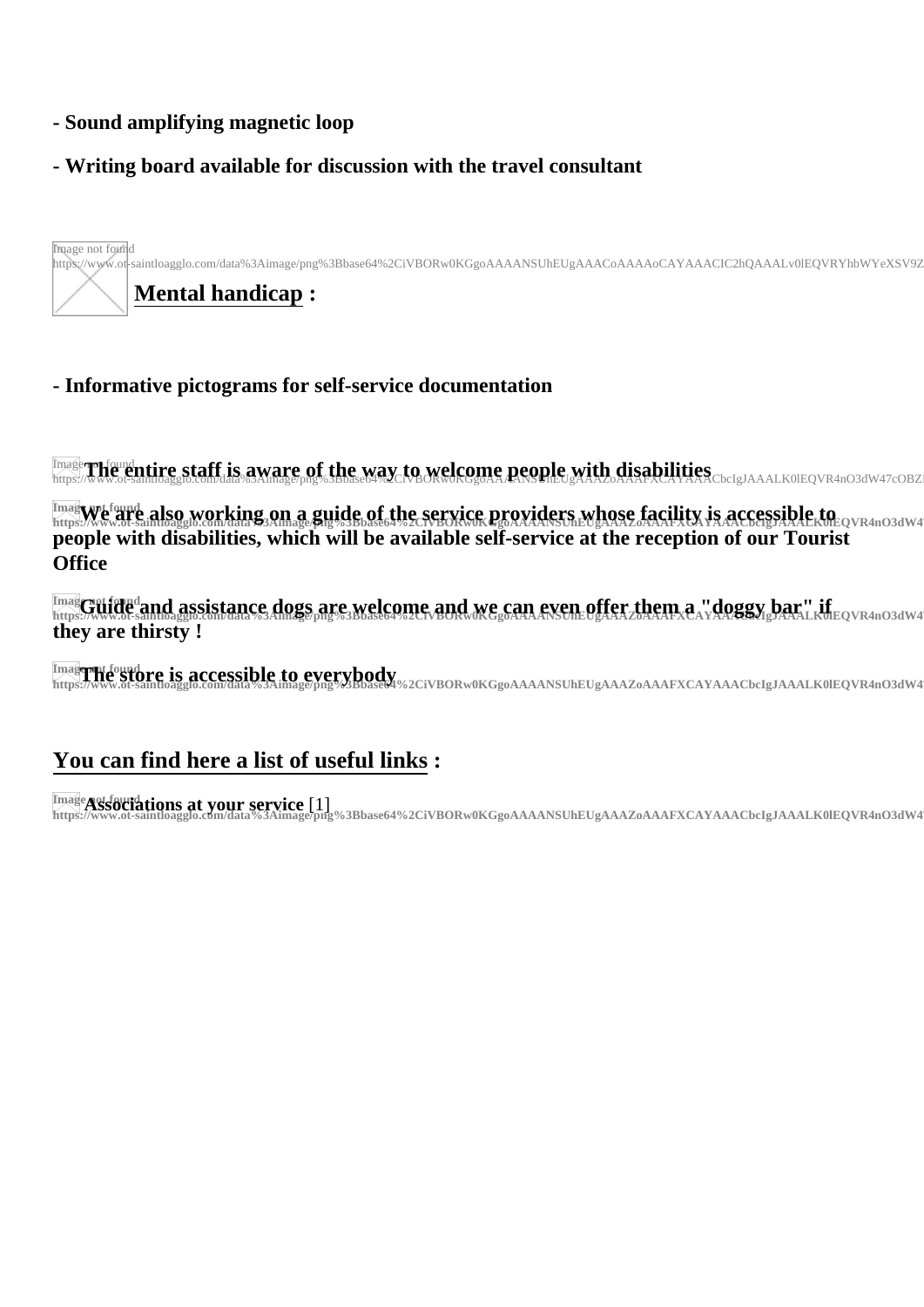**- Sound amplifying magnetic loop**

**- Writing board available for discussion with the travel consultant**

Image not found https://www.ot-saintloagglo.com/data%3Aimage/png%3Bbase64%2CiVBORw0KGgoAAAANSUhEUgAAACoAAAAoCAYAAACIC2hQAAALv0lEQVRYhbWYeXSV9Z

## Mental handicap :

**- Informative pictograms for self-service documentation**

Image not found https://www.ot-saintloagglo.com/data%3Aimage/png%3Bbase64%2CiVBORw0KGgoAAAANSUhEUgAAAZoAAAFXCAYAAACbcIgJAAALK0lEQVR4nO3dW47cOBZ **The entire staff is aware of the way to welcome people with disabilities**

Image not found https://www.ot-saintloagglo.com/data%3Aimage/png%3Bbase64%2CiVBORw0KGgoAAAANSUhEUgAAAZoAAAFXCAYAAACbcIgJAAALK0lEQVR4nO3dW4 **We are also working on a guide of the service providers whose facility is accessible to people with disabilities, which will be available self-service at the reception of our Tourist Office**

Image not found https://www.ot-saintloagglo.com/data%3Aimage/png%3Bbase64%2CiVBORw0KGgoAAAANSUhEUgAAAZoAAAFXCAYAAACbcIgJAAALK0lEQVR4nO3dW4 **Guide and assistance dogs are welcome and we can even offer them a "doggy bar" if they are thirsty !**

Image not found https://www.ot-saintloagglo.com/data%3Aimage/png%3Bbase64%2CiVBORw0KGgoAAAANSUhEUgAAAZoAAAFXCAYAAACbcIgJAAALK0lEQVR4nO3dW4 **The store is accessible to everybody**

## You can find here a list of useful links :

Image not found https://www.ot-saintloagglo.com/data%3Aimage/png%3Bbase64%2CiVBORw0KGgoAAAANSUhEUgAAAZoAAAFXCAYAAACbcIgJAAALK0lEQVR4nO3dW4 **Associations at your service** [1]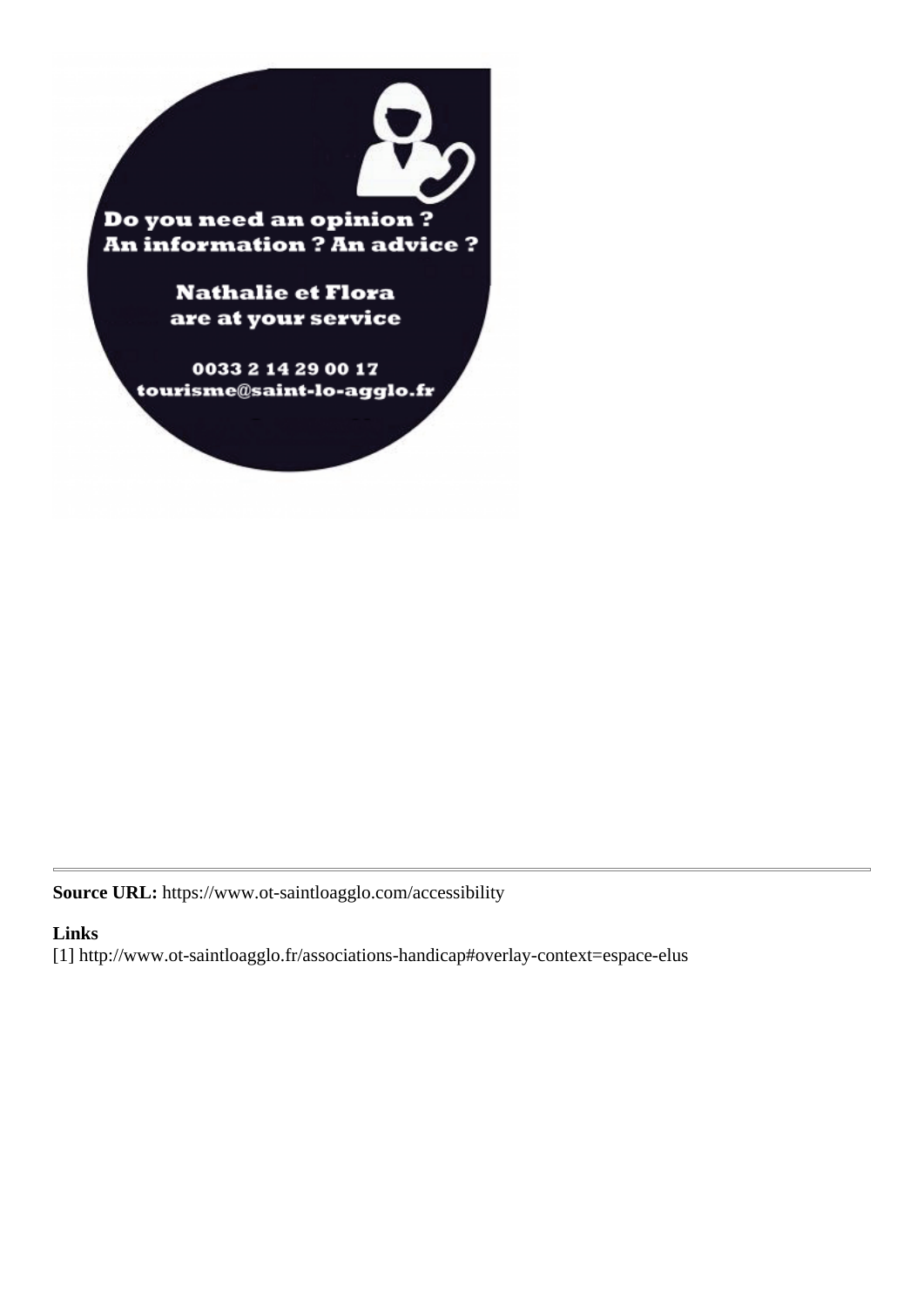Do you need an opinion ?
An information ? An advice ?

Nathalie et Flora
are at your service

0033 2 14 29 00 17
tourisme@saint-lo-agglo.fr

---

**Source URL:** https://www.ot-saintloagglo.com/accessibility

**Links**
[1] http://www.ot-saintloagglo.fr/associations-handicap#overlay-context=espace-elus